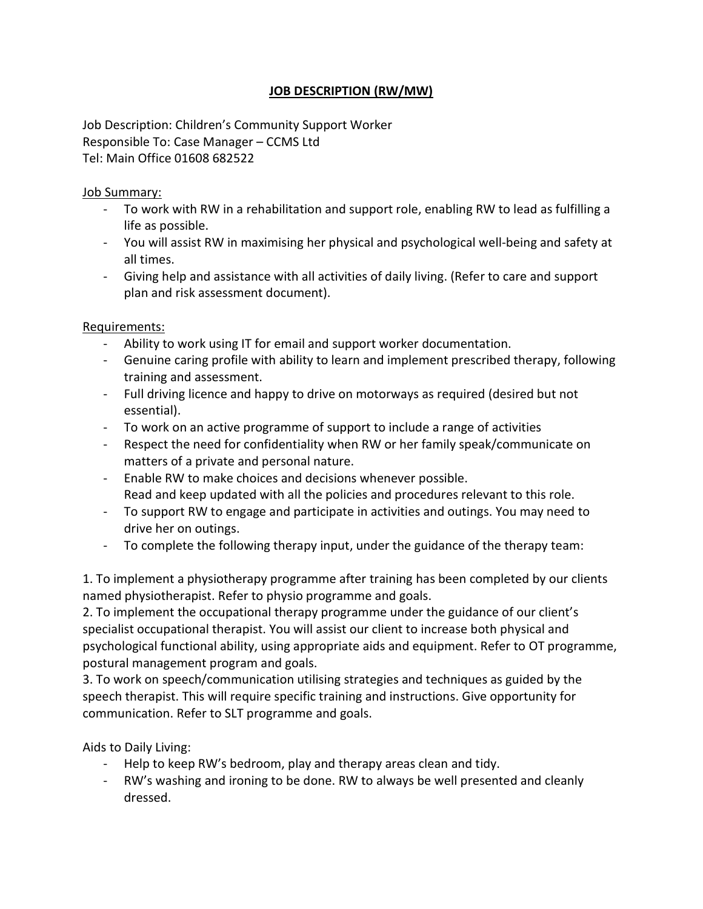# JOB DESCRIPTION (RW/MW)

Job Description: Children's Community Support Worker
Responsible To: Case Manager – CCMS Ltd
Tel: Main Office 01608 682522

Job Summary:

- To work with RW in a rehabilitation and support role, enabling RW to lead as fulfilling a life as possible.
- You will assist RW in maximising her physical and psychological well-being and safety at all times.
- Giving help and assistance with all activities of daily living. (Refer to care and support plan and risk assessment document).

Requirements:

- Ability to work using IT for email and support worker documentation.
- Genuine caring profile with ability to learn and implement prescribed therapy, following training and assessment.
- Full driving licence and happy to drive on motorways as required (desired but not essential).
- To work on an active programme of support to include a range of activities
- Respect the need for confidentiality when RW or her family speak/communicate on matters of a private and personal nature.
- Enable RW to make choices and decisions whenever possible.
  Read and keep updated with all the policies and procedures relevant to this role.
- To support RW to engage and participate in activities and outings. You may need to drive her on outings.
- To complete the following therapy input, under the guidance of the therapy team:

1. To implement a physiotherapy programme after training has been completed by our clients named physiotherapist. Refer to physio programme and goals.
2. To implement the occupational therapy programme under the guidance of our client's specialist occupational therapist. You will assist our client to increase both physical and psychological functional ability, using appropriate aids and equipment. Refer to OT programme, postural management program and goals.
3. To work on speech/communication utilising strategies and techniques as guided by the speech therapist. This will require specific training and instructions. Give opportunity for communication. Refer to SLT programme and goals.

Aids to Daily Living:

- Help to keep RW's bedroom, play and therapy areas clean and tidy.
- RW's washing and ironing to be done. RW to always be well presented and cleanly dressed.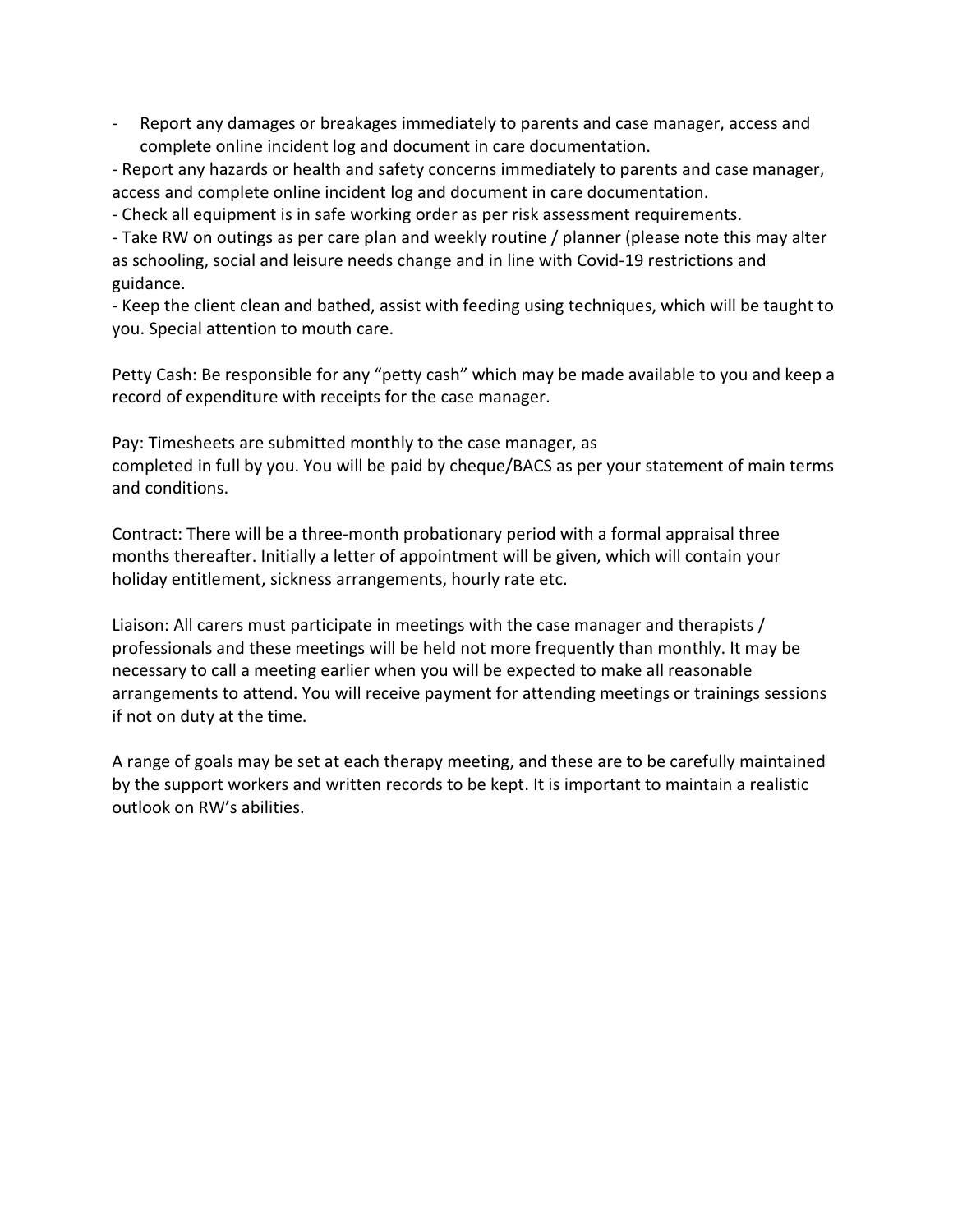- Report any damages or breakages immediately to parents and case manager, access and complete online incident log and document in care documentation.
- Report any hazards or health and safety concerns immediately to parents and case manager, access and complete online incident log and document in care documentation.
- Check all equipment is in safe working order as per risk assessment requirements.
- Take RW on outings as per care plan and weekly routine / planner (please note this may alter as schooling, social and leisure needs change and in line with Covid-19 restrictions and guidance.
- Keep the client clean and bathed, assist with feeding using techniques, which will be taught to you. Special attention to mouth care.

Petty Cash: Be responsible for any "petty cash" which may be made available to you and keep a record of expenditure with receipts for the case manager.

Pay: Timesheets are submitted monthly to the case manager, as completed in full by you. You will be paid by cheque/BACS as per your statement of main terms and conditions.

Contract: There will be a three-month probationary period with a formal appraisal three months thereafter. Initially a letter of appointment will be given, which will contain your holiday entitlement, sickness arrangements, hourly rate etc.

Liaison: All carers must participate in meetings with the case manager and therapists / professionals and these meetings will be held not more frequently than monthly. It may be necessary to call a meeting earlier when you will be expected to make all reasonable arrangements to attend. You will receive payment for attending meetings or trainings sessions if not on duty at the time.

A range of goals may be set at each therapy meeting, and these are to be carefully maintained by the support workers and written records to be kept. It is important to maintain a realistic outlook on RW's abilities.